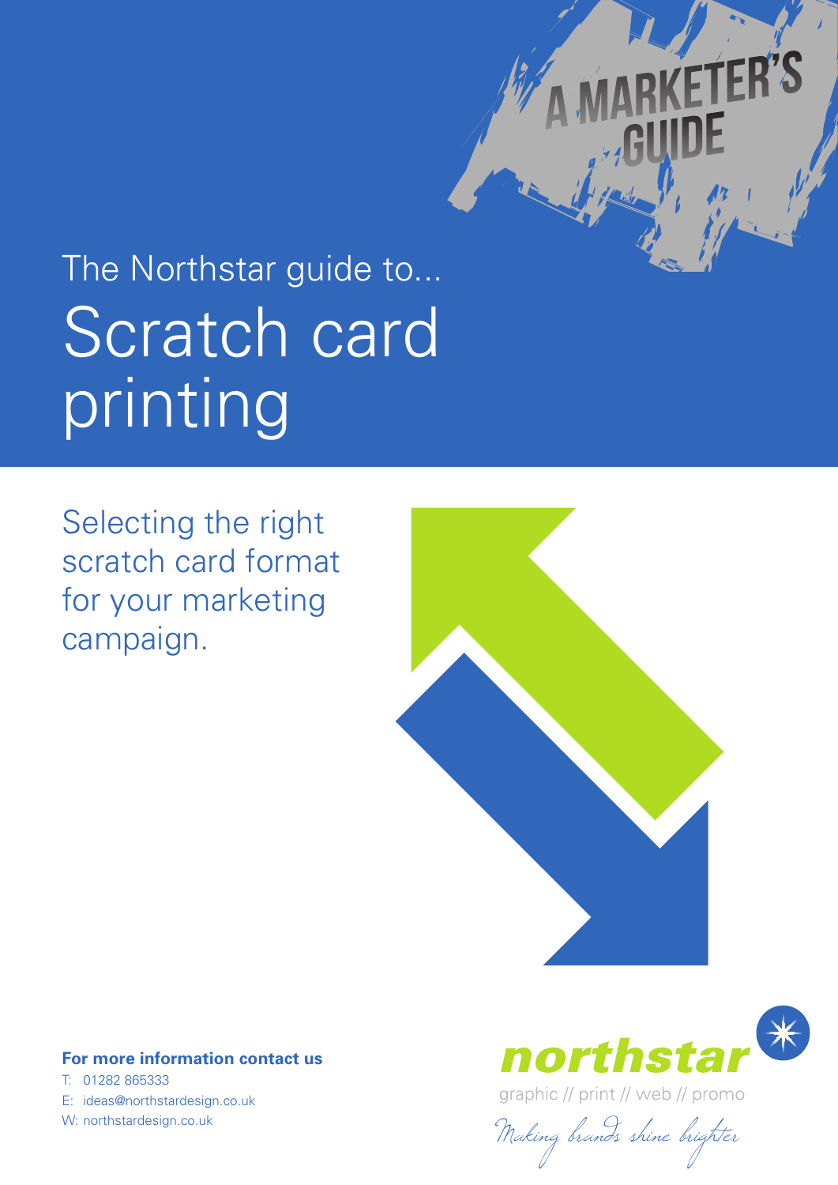A MARKETER'S GUIDE

The Northstar guide to...

# Scratch card printing

Selecting the right scratch card format for your marketing campaign.

**For more information contact us**

T: 01282 865333
E: ideas@northstardesign.co.uk
W: northstardesign.co.uk

northstar

graphic // print // web // promo

*Making brands shine brighter*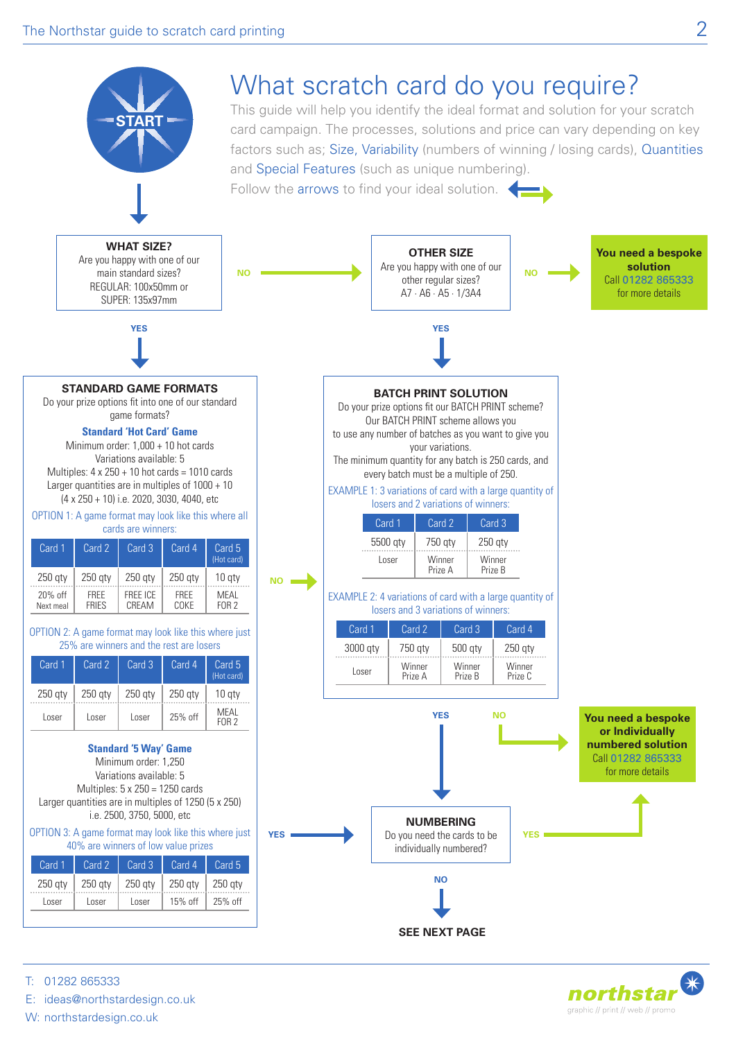# What scratch card do you require?

This guide will help you identify the ideal format and solution for your scratch card campaign. The processes, solutions and price can vary depending on key factors such as; Size, Variability (numbers of winning / losing cards), Quantities and Special Features (such as unique numbering).

Follow the arrows to find your ideal solution.

START

**WHAT SIZE?**
Are you happy with one of our main standard sizes?
REGULAR: 100x50mm or
SUPER: 135x97mm

NO → **OTHER SIZE**
Are you happy with one of our other regular sizes?
A7 · A6 · A5 · 1/3A4

NO → **You need a bespoke solution**
Call 01282 865333 for more details

YES (What size?) ↓

## STANDARD GAME FORMATS

Do your prize options fit into one of our standard game formats?

**Standard 'Hot Card' Game**

Minimum order: 1,000 + 10 hot cards
Variations available: 5
Multiples: 4 x 250 + 10 hot cards = 1010 cards
Larger quantities are in multiples of 1000 + 10
(4 x 250 + 10) i.e. 2020, 3030, 4040, etc

OPTION 1: A game format may look like this where all cards are winners:

| Card 1 | Card 2 | Card 3 | Card 4 | Card 5 (Hot card) |
|---|---|---|---|---|
| 250 qty | 250 qty | 250 qty | 250 qty | 10 qty |
| 20% off Next meal | FREE FRIES | FREE ICE CREAM | FREE COKE | MEAL FOR 2 |

OPTION 2: A game format may look like this where just 25% are winners and the rest are losers

| Card 1 | Card 2 | Card 3 | Card 4 | Card 5 (Hot card) |
|---|---|---|---|---|
| 250 qty | 250 qty | 250 qty | 250 qty | 10 qty |
| Loser | Loser | Loser | 25% off | MEAL FOR 2 |

**Standard '5 Way' Game**

Minimum order: 1,250
Variations available: 5
Multiples: 5 x 250 = 1250 cards
Larger quantities are in multiples of 1250 (5 x 250)
i.e. 2500, 3750, 5000, etc

OPTION 3: A game format may look like this where just 40% are winners of low value prizes

| Card 1 | Card 2 | Card 3 | Card 4 | Card 5 |
|---|---|---|---|---|
| 250 qty | 250 qty | 250 qty | 250 qty | 250 qty |
| Loser | Loser | Loser | 15% off | 25% off |

NO (Standard game formats) → Batch print solution
YES (Standard game formats) → Numbering

YES (Other size) ↓

## BATCH PRINT SOLUTION

Do your prize options fit our BATCH PRINT scheme?
Our BATCH PRINT scheme allows you to use any number of batches as you want to give you your variations.
The minimum quantity for any batch is 250 cards, and every batch must be a multiple of 250.

EXAMPLE 1: 3 variations of card with a large quantity of losers and 2 variations of winners:

| Card 1 | Card 2 | Card 3 |
|---|---|---|
| 5500 qty | 750 qty | 250 qty |
| Loser | Winner Prize A | Winner Prize B |

EXAMPLE 2: 4 variations of card with a large quantity of losers and 3 variations of winners:

| Card 1 | Card 2 | Card 3 | Card 4 |
|---|---|---|---|
| 3000 qty | 750 qty | 500 qty | 250 qty |
| Loser | Winner Prize A | Winner Prize B | Winner Prize C |

YES ↓ → Numbering
NO → **You need a bespoke or Individually numbered solution**
Call 01282 865333 for more details

## NUMBERING

Do you need the cards to be individually numbered?

YES → You need a bespoke or Individually numbered solution

NO ↓

**SEE NEXT PAGE**

T: 01282 865333
E: ideas@northstardesign.co.uk
W: northstardesign.co.uk

northstar
graphic // print // web // promo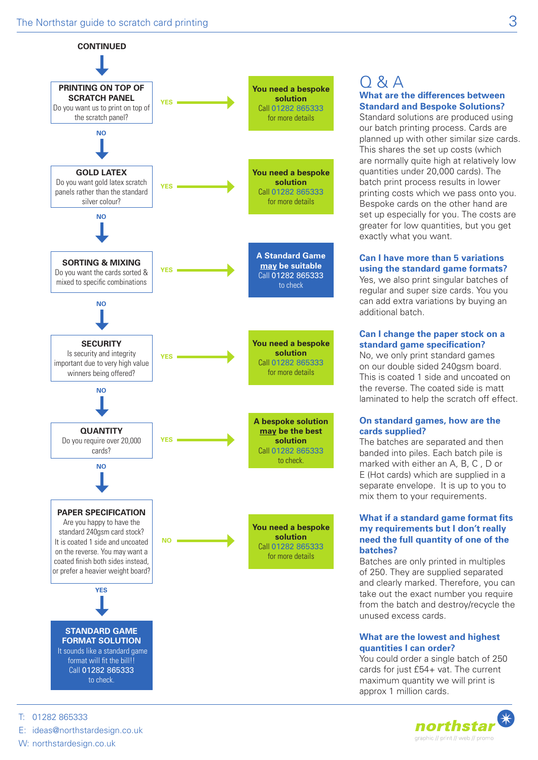**CONTINUED**

**PRINTING ON TOP OF SCRATCH PANEL**
Do you want us to print on top of the scratch panel?

YES → **You need a bespoke solution** Call 01282 865333 for more details

NO ↓

**GOLD LATEX**
Do you want gold latex scratch panels rather than the standard silver colour?

YES → **You need a bespoke solution** Call 01282 865333 for more details

NO ↓

**SORTING & MIXING**
Do you want the cards sorted & mixed to specific combinations

YES → **A Standard Game may be suitable** Call 01282 865333 to check

NO ↓

**SECURITY**
Is security and integrity important due to very high value winners being offered?

YES → **You need a bespoke solution** Call 01282 865333 for more details

NO ↓

**QUANTITY**
Do you require over 20,000 cards?

YES → **A bespoke solution may be the best solution** Call 01282 865333 to check.

NO ↓

**PAPER SPECIFICATION**
Are you happy to have the standard 240gsm card stock? It is coated 1 side and uncoated on the reverse. You may want a coated finish both sides instead, or prefer a heavier weight board?

NO → **You need a bespoke solution** Call 01282 865333 for more details

YES ↓

**STANDARD GAME FORMAT SOLUTION**
It sounds like a standard game format will fit the bill!! Call 01282 865333 to check.

# Q & A

### What are the differences between Standard and Bespoke Solutions?

Standard solutions are produced using our batch printing process. Cards are planned up with other similar size cards. This shares the set up costs (which are normally quite high at relatively low quantities under 20,000 cards). The batch print process results in lower printing costs which we pass onto you. Bespoke cards on the other hand are set up especially for you. The costs are greater for low quantities, but you get exactly what you want.

### Can I have more than 5 variations using the standard game formats?

Yes, we also print singular batches of regular and super size cards. You you can add extra variations by buying an additional batch.

### Can I change the paper stock on a standard game specification?

No, we only print standard games on our double sided 240gsm board. This is coated 1 side and uncoated on the reverse. The coated side is matt laminated to help the scratch off effect.

### On standard games, how are the cards supplied?

The batches are separated and then banded into piles. Each batch pile is marked with either an A, B, C , D or E (Hot cards) which are supplied in a separate envelope. It is up to you to mix them to your requirements.

### What if a standard game format fits my requirements but I don't really need the full quantity of one of the batches?

Batches are only printed in multiples of 250. They are supplied separated and clearly marked. Therefore, you can take out the exact number you require from the batch and destroy/recycle the unused excess cards.

### What are the lowest and highest quantities I can order?

You could order a single batch of 250 cards for just £54+ vat. The current maximum quantity we will print is approx 1 million cards.

T: 01282 865333
E: ideas@northstardesign.co.uk
W: northstardesign.co.uk

northstar
graphic // print // web // promo